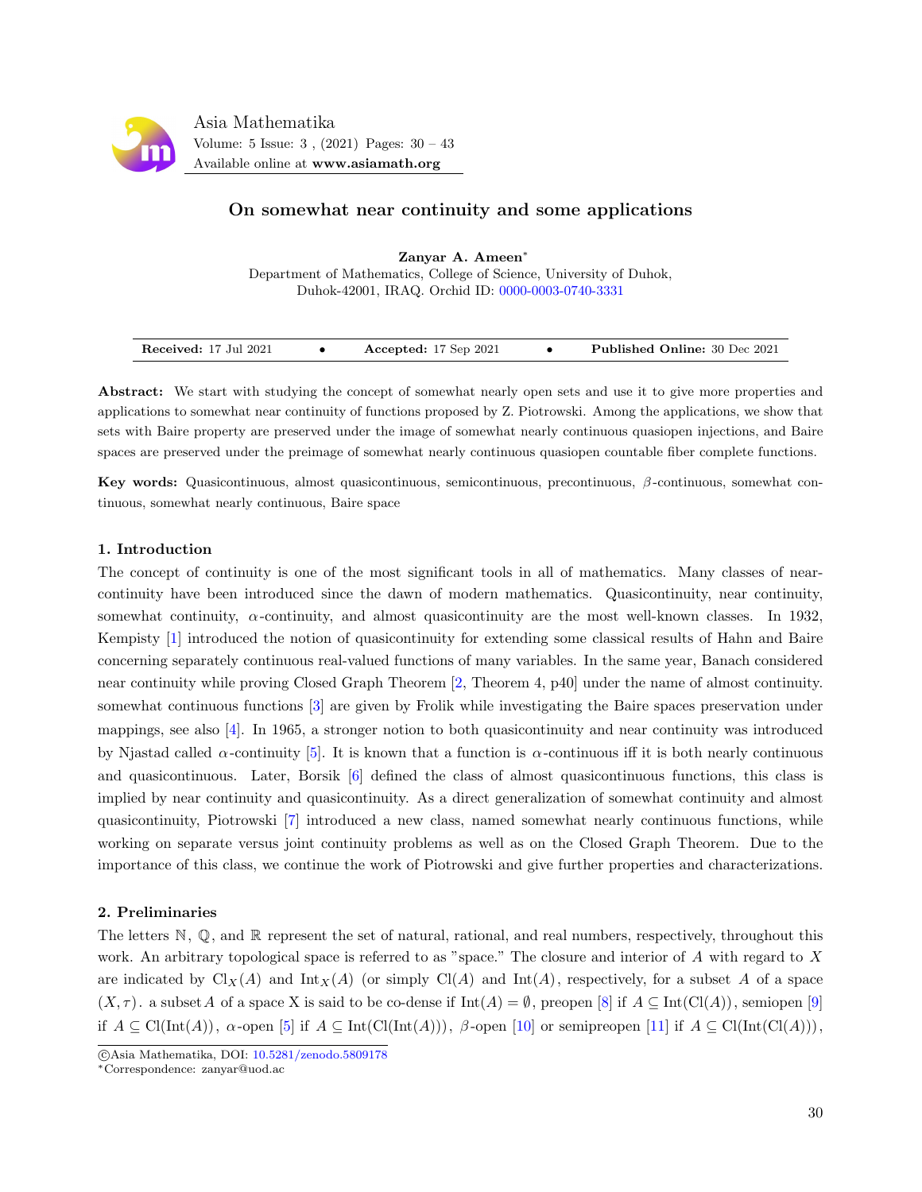# On somewhat near continuity and some applications

**Zanyar A. Ameen***

Department of Mathematics, College of Science, University of Duhok, Duhok-42001, IRAQ. Orchid ID: 0000-0003-0740-3331

**Received:** 17 Jul 2021 • **Accepted:** 17 Sep 2021 • **Published Online:** 30 Dec 2021

**Abstract:** We start with studying the concept of somewhat nearly open sets and use it to give more properties and applications to somewhat near continuity of functions proposed by Z. Piotrowski. Among the applications, we show that sets with Baire property are preserved under the image of somewhat nearly continuous quasiopen injections, and Baire spaces are preserved under the preimage of somewhat nearly continuous quasiopen countable fiber complete functions.

**Key words:** Quasicontinuous, almost quasicontinuous, semicontinuous, precontinuous, $\beta$-continuous, somewhat continuous, somewhat nearly continuous, Baire space

## 1. Introduction

The concept of continuity is one of the most significant tools in all of mathematics. Many classes of near-continuity have been introduced since the dawn of modern mathematics. Quasicontinuity, near continuity, somewhat continuity, $\alpha$-continuity, and almost quasicontinuity are the most well-known classes. In 1932, Kempisty [1] introduced the notion of quasicontinuity for extending some classical results of Hahn and Baire concerning separately continuous real-valued functions of many variables. In the same year, Banach considered near continuity while proving Closed Graph Theorem [2, Theorem 4, p40] under the name of almost continuity. somewhat continuous functions [3] are given by Frolik while investigating the Baire spaces preservation under mappings, see also [4]. In 1965, a stronger notion to both quasicontinuity and near continuity was introduced by Njastad called $\alpha$-continuity [5]. It is known that a function is $\alpha$-continuous iff it is both nearly continuous and quasicontinuous. Later, Borsik [6] defined the class of almost quasicontinuous functions, this class is implied by near continuity and quasicontinuity. As a direct generalization of somewhat continuity and almost quasicontinuity, Piotrowski [7] introduced a new class, named somewhat nearly continuous functions, while working on separate versus joint continuity problems as well as on the Closed Graph Theorem. Due to the importance of this class, we continue the work of Piotrowski and give further properties and characterizations.

## 2. Preliminaries

The letters $\mathbb{N}$, $\mathbb{Q}$, and $\mathbb{R}$ represent the set of natural, rational, and real numbers, respectively, throughout this work. An arbitrary topological space is referred to as "space." The closure and interior of $A$ with regard to $X$ are indicated by $\mathrm{Cl}_X(A)$ and $\mathrm{Int}_X(A)$ (or simply $\mathrm{Cl}(A)$ and $\mathrm{Int}(A)$, respectively, for a subset $A$ of a space $(X, \tau)$. a subset $A$ of a space X is said to be co-dense if $\mathrm{Int}(A) = \emptyset$, preopen [8] if $A \subseteq \mathrm{Int}(\mathrm{Cl}(A))$, semiopen [9] if $A \subseteq \mathrm{Cl}(\mathrm{Int}(A))$, $\alpha$-open [5] if $A \subseteq \mathrm{Int}(\mathrm{Cl}(\mathrm{Int}(A)))$, $\beta$-open [10] or semipreopen [11] if $A \subseteq \mathrm{Cl}(\mathrm{Int}(\mathrm{Cl}(A)))$,

©Asia Mathematika, DOI: 10.5281/zenodo.5809178

*Correspondence: zanyar@uod.ac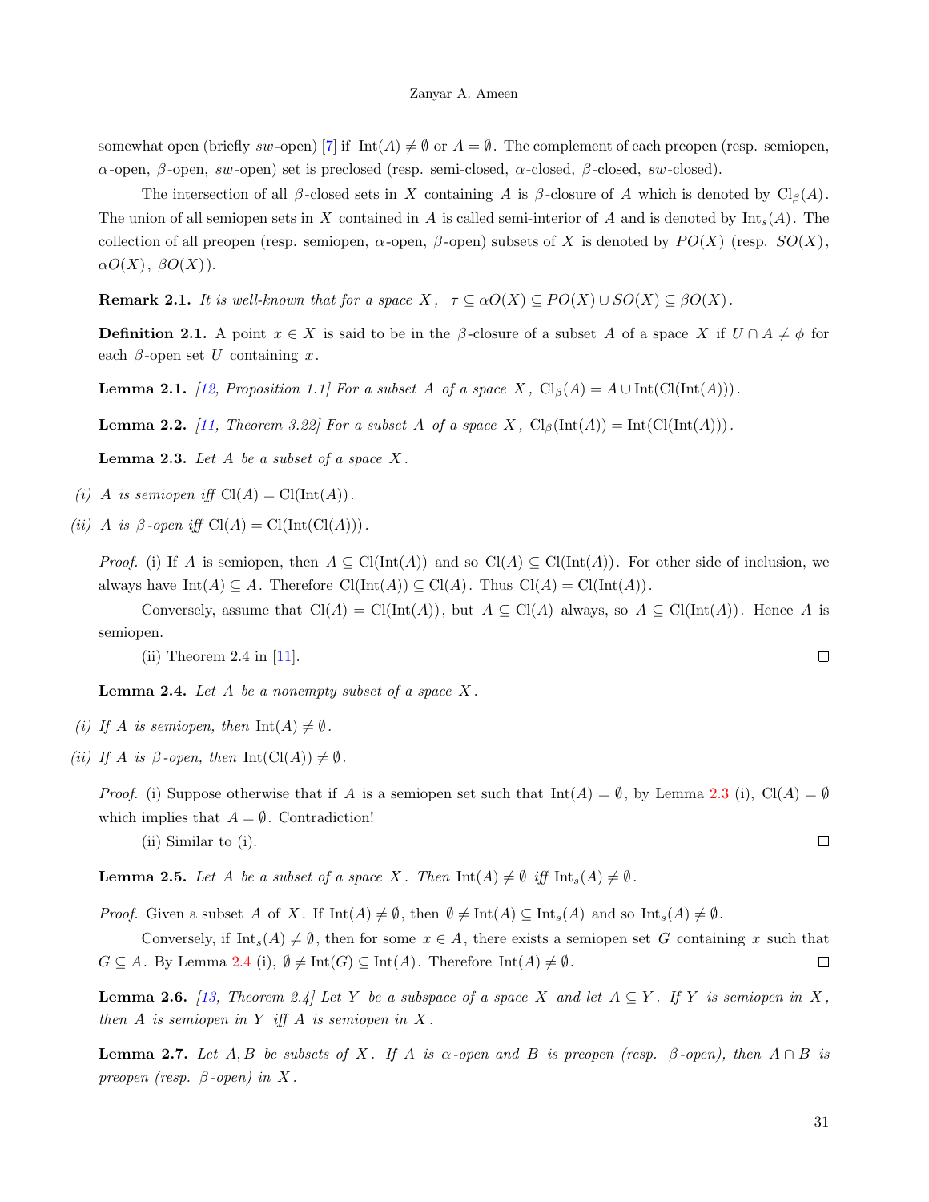somewhat open (briefly $sw$-open) [7] if $\text{Int}(A) \neq \emptyset$ or $A = \emptyset$. The complement of each preopen (resp. semiopen, $\alpha$-open, $\beta$-open, $sw$-open) set is preclosed (resp. semi-closed, $\alpha$-closed, $\beta$-closed, $sw$-closed).

The intersection of all $\beta$-closed sets in $X$ containing $A$ is $\beta$-closure of $A$ which is denoted by $\text{Cl}_\beta(A)$. The union of all semiopen sets in $X$ contained in $A$ is called semi-interior of $A$ and is denoted by $\text{Int}_s(A)$. The collection of all preopen (resp. semiopen, $\alpha$-open, $\beta$-open) subsets of $X$ is denoted by $PO(X)$ (resp. $SO(X)$, $\alpha O(X)$, $\beta O(X)$).

**Remark 2.1.** *It is well-known that for a space $X$, $\tau \subseteq \alpha O(X) \subseteq PO(X) \cup SO(X) \subseteq \beta O(X)$.*

**Definition 2.1.** A point $x \in X$ is said to be in the $\beta$-closure of a subset $A$ of a space $X$ if $U \cap A \neq \phi$ for each $\beta$-open set $U$ containing $x$.

**Lemma 2.1.** *[12, Proposition 1.1] For a subset $A$ of a space $X$, $\text{Cl}_\beta(A) = A \cup \text{Int}(\text{Cl}(\text{Int}(A)))$.*

**Lemma 2.2.** *[11, Theorem 3.22] For a subset $A$ of a space $X$, $\text{Cl}_\beta(\text{Int}(A)) = \text{Int}(\text{Cl}(\text{Int}(A)))$.*

**Lemma 2.3.** *Let $A$ be a subset of a space $X$.*

*(i) $A$ is semiopen iff $\text{Cl}(A) = \text{Cl}(\text{Int}(A))$.*

*(ii) $A$ is $\beta$-open iff $\text{Cl}(A) = \text{Cl}(\text{Int}(\text{Cl}(A)))$.*

*Proof.* (i) If $A$ is semiopen, then $A \subseteq \text{Cl}(\text{Int}(A))$ and so $\text{Cl}(A) \subseteq \text{Cl}(\text{Int}(A))$. For other side of inclusion, we always have $\text{Int}(A) \subseteq A$. Therefore $\text{Cl}(\text{Int}(A)) \subseteq \text{Cl}(A)$. Thus $\text{Cl}(A) = \text{Cl}(\text{Int}(A))$.

Conversely, assume that $\text{Cl}(A) = \text{Cl}(\text{Int}(A))$, but $A \subseteq \text{Cl}(A)$ always, so $A \subseteq \text{Cl}(\text{Int}(A))$. Hence $A$ is semiopen.

(ii) Theorem 2.4 in [11]. □

**Lemma 2.4.** *Let $A$ be a nonempty subset of a space $X$.*

*(i) If $A$ is semiopen, then $\text{Int}(A) \neq \emptyset$.*

*(ii) If $A$ is $\beta$-open, then $\text{Int}(\text{Cl}(A)) \neq \emptyset$.*

*Proof.* (i) Suppose otherwise that if $A$ is a semiopen set such that $\text{Int}(A) = \emptyset$, by Lemma 2.3 (i), $\text{Cl}(A) = \emptyset$ which implies that $A = \emptyset$. Contradiction!

(ii) Similar to (i). □

**Lemma 2.5.** *Let $A$ be a subset of a space $X$. Then $\text{Int}(A) \neq \emptyset$ iff $\text{Int}_s(A) \neq \emptyset$.*

*Proof.* Given a subset $A$ of $X$. If $\text{Int}(A) \neq \emptyset$, then $\emptyset \neq \text{Int}(A) \subseteq \text{Int}_s(A)$ and so $\text{Int}_s(A) \neq \emptyset$.

Conversely, if $\text{Int}_s(A) \neq \emptyset$, then for some $x \in A$, there exists a semiopen set $G$ containing $x$ such that $G \subseteq A$. By Lemma 2.4 (i), $\emptyset \neq \text{Int}(G) \subseteq \text{Int}(A)$. Therefore $\text{Int}(A) \neq \emptyset$. □

**Lemma 2.6.** *[13, Theorem 2.4] Let $Y$ be a subspace of a space $X$ and let $A \subseteq Y$. If $Y$ is semiopen in $X$, then $A$ is semiopen in $Y$ iff $A$ is semiopen in $X$.*

**Lemma 2.7.** *Let $A, B$ be subsets of $X$. If $A$ is $\alpha$-open and $B$ is preopen (resp. $\beta$-open), then $A \cap B$ is preopen (resp. $\beta$-open) in $X$.*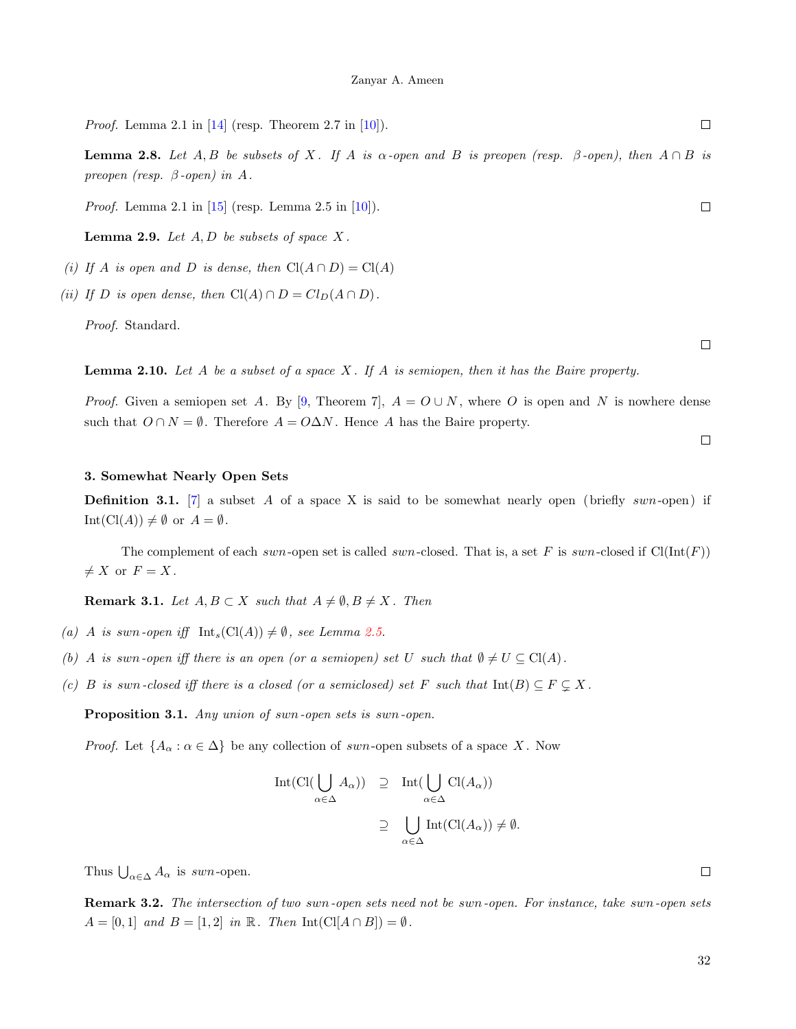*Proof.* Lemma 2.1 in [14] (resp. Theorem 2.7 in [10]). ☐

**Lemma 2.8.** *Let $A, B$ be subsets of $X$. If $A$ is $\alpha$-open and $B$ is preopen (resp. $\beta$-open), then $A \cap B$ is preopen (resp. $\beta$-open) in $A$.*

*Proof.* Lemma 2.1 in [15] (resp. Lemma 2.5 in [10]). ☐

**Lemma 2.9.** *Let $A, D$ be subsets of space $X$.*

*(i) If $A$ is open and $D$ is dense, then $\mathrm{Cl}(A \cap D) = \mathrm{Cl}(A)$*

*(ii) If $D$ is open dense, then $\mathrm{Cl}(A) \cap D = Cl_D(A \cap D)$.*

*Proof.* Standard. ☐

**Lemma 2.10.** *Let $A$ be a subset of a space $X$. If $A$ is semiopen, then it has the Baire property.*

*Proof.* Given a semiopen set $A$. By [9, Theorem 7], $A = O \cup N$, where $O$ is open and $N$ is nowhere dense such that $O \cap N = \emptyset$. Therefore $A = O \Delta N$. Hence $A$ has the Baire property. ☐

### 3. Somewhat Nearly Open Sets

**Definition 3.1.** [7] a subset $A$ of a space X is said to be somewhat nearly open (briefly $swn$-open) if $\mathrm{Int}(\mathrm{Cl}(A)) \neq \emptyset$ or $A = \emptyset$.

The complement of each $swn$-open set is called $swn$-closed. That is, a set $F$ is $swn$-closed if $\mathrm{Cl}(\mathrm{Int}(F)) \neq X$ or $F = X$.

**Remark 3.1.** *Let $A, B \subset X$ such that $A \neq \emptyset, B \neq X$. Then*

*(a) $A$ is $swn$-open iff $\mathrm{Int}_s(\mathrm{Cl}(A)) \neq \emptyset$, see Lemma 2.5.*

*(b) $A$ is $swn$-open iff there is an open (or a semiopen) set $U$ such that $\emptyset \neq U \subseteq \mathrm{Cl}(A)$.*

*(c) $B$ is $swn$-closed iff there is a closed (or a semiclosed) set $F$ such that $\mathrm{Int}(B) \subseteq F \subsetneq X$.*

**Proposition 3.1.** *Any union of $swn$-open sets is $swn$-open.*

*Proof.* Let $\{A_\alpha : \alpha \in \Delta\}$ be any collection of $swn$-open subsets of a space $X$. Now

$$\begin{aligned}
\mathrm{Int}(\mathrm{Cl}(\bigcup_{\alpha\in\Delta} A_\alpha)) &\supseteq \mathrm{Int}(\bigcup_{\alpha\in\Delta} \mathrm{Cl}(A_\alpha)) \\
&\supseteq \bigcup_{\alpha\in\Delta} \mathrm{Int}(\mathrm{Cl}(A_\alpha)) \neq \emptyset.
\end{aligned}$$

Thus $\bigcup_{\alpha\in\Delta} A_\alpha$ is $swn$-open. ☐

**Remark 3.2.** *The intersection of two $swn$-open sets need not be $swn$-open. For instance, take $swn$-open sets $A = [0, 1]$ and $B = [1, 2]$ in $\mathbb{R}$. Then $\mathrm{Int}(\mathrm{Cl}[A \cap B]) = \emptyset$.*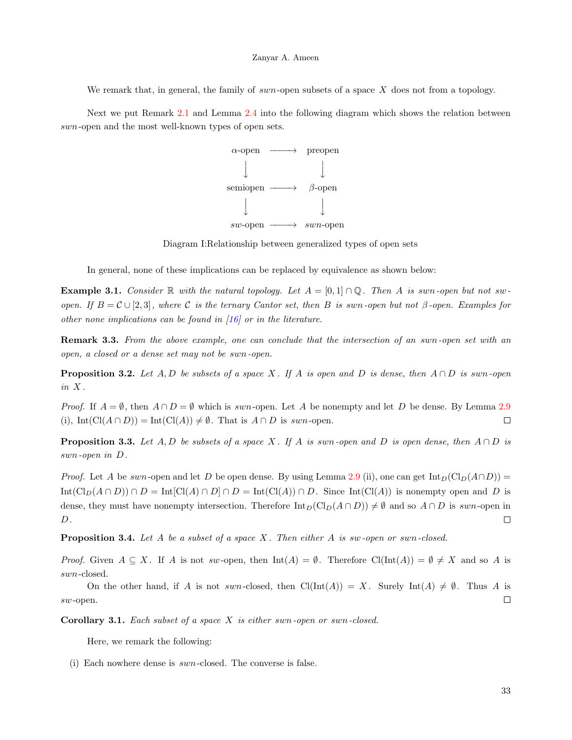We remark that, in general, the family of $swn$-open subsets of a space $X$ does not from a topology.

Next we put Remark 2.1 and Lemma 2.4 into the following diagram which shows the relation between $swn$-open and the most well-known types of open sets.

$$\begin{array}{ccc}
\alpha\text{-open} & \longrightarrow & \text{preopen} \\
\downarrow & & \downarrow \\
\text{semiopen} & \longrightarrow & \beta\text{-open} \\
\downarrow & & \downarrow \\
sw\text{-open} & \longrightarrow & swn\text{-open}
\end{array}$$

Diagram I:Relationship between generalized types of open sets

In general, none of these implications can be replaced by equivalence as shown below:

**Example 3.1.** *Consider $\mathbb{R}$ with the natural topology. Let $A = [0,1] \cap \mathbb{Q}$. Then $A$ is $swn$-open but not $sw$-open. If $B = \mathcal{C} \cup [2,3]$, where $\mathcal{C}$ is the ternary Cantor set, then $B$ is $swn$-open but not $\beta$-open. Examples for other none implications can be found in [16] or in the literature.*

**Remark 3.3.** *From the above example, one can conclude that the intersection of an $swn$-open set with an open, a closed or a dense set may not be $swn$-open.*

**Proposition 3.2.** *Let $A, D$ be subsets of a space $X$. If $A$ is open and $D$ is dense, then $A \cap D$ is $swn$-open in $X$.*

*Proof.* If $A = \emptyset$, then $A \cap D = \emptyset$ which is $swn$-open. Let $A$ be nonempty and let $D$ be dense. By Lemma 2.9 (i), $\mathrm{Int}(\mathrm{Cl}(A \cap D)) = \mathrm{Int}(\mathrm{Cl}(A)) \neq \emptyset$. That is $A \cap D$ is $swn$-open. □

**Proposition 3.3.** *Let $A, D$ be subsets of a space $X$. If $A$ is $swn$-open and $D$ is open dense, then $A \cap D$ is $swn$-open in $D$.*

*Proof.* Let $A$ be $swn$-open and let $D$ be open dense. By using Lemma 2.9 (ii), one can get $\mathrm{Int}_D(\mathrm{Cl}_D(A \cap D)) = \mathrm{Int}(\mathrm{Cl}_D(A \cap D)) \cap D = \mathrm{Int}[\mathrm{Cl}(A) \cap D] \cap D = \mathrm{Int}(\mathrm{Cl}(A)) \cap D$. Since $\mathrm{Int}(\mathrm{Cl}(A))$ is nonempty open and $D$ is dense, they must have nonempty intersection. Therefore $\mathrm{Int}_D(\mathrm{Cl}_D(A \cap D)) \neq \emptyset$ and so $A \cap D$ is $swn$-open in $D$. □

**Proposition 3.4.** *Let $A$ be a subset of a space $X$. Then either $A$ is $sw$-open or $swn$-closed.*

*Proof.* Given $A \subseteq X$. If $A$ is not $sw$-open, then $\mathrm{Int}(A) = \emptyset$. Therefore $\mathrm{Cl}(\mathrm{Int}(A)) = \emptyset \neq X$ and so $A$ is $swn$-closed.

On the other hand, if $A$ is not $swn$-closed, then $\mathrm{Cl}(\mathrm{Int}(A)) = X$. Surely $\mathrm{Int}(A) \neq \emptyset$. Thus $A$ is $sw$-open. □

**Corollary 3.1.** *Each subset of a space $X$ is either $swn$-open or $swn$-closed.*

Here, we remark the following:

(i) Each nowhere dense is $swn$-closed. The converse is false.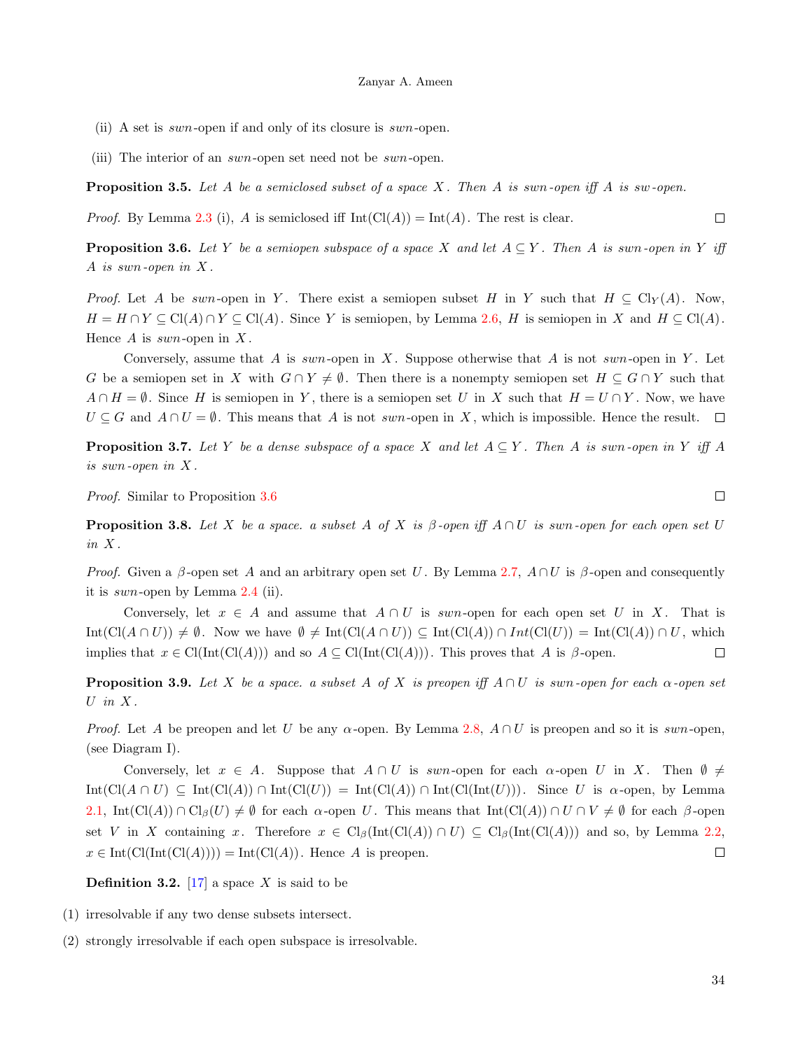(ii) A set is *swn*-open if and only of its closure is *swn*-open.

(iii) The interior of an *swn*-open set need not be *swn*-open.

**Proposition 3.5.** *Let $A$ be a semiclosed subset of a space $X$. Then $A$ is swn-open iff $A$ is sw-open.*

*Proof.* By Lemma 2.3 (i), $A$ is semiclosed iff $\mathrm{Int}(\mathrm{Cl}(A)) = \mathrm{Int}(A)$. The rest is clear. □

**Proposition 3.6.** *Let $Y$ be a semiopen subspace of a space $X$ and let $A \subseteq Y$. Then $A$ is swn-open in $Y$ iff $A$ is swn-open in $X$.*

*Proof.* Let $A$ be *swn*-open in $Y$. There exist a semiopen subset $H$ in $Y$ such that $H \subseteq \mathrm{Cl}_Y(A)$. Now, $H = H \cap Y \subseteq \mathrm{Cl}(A) \cap Y \subseteq \mathrm{Cl}(A)$. Since $Y$ is semiopen, by Lemma 2.6, $H$ is semiopen in $X$ and $H \subseteq \mathrm{Cl}(A)$. Hence $A$ is *swn*-open in $X$.

Conversely, assume that $A$ is *swn*-open in $X$. Suppose otherwise that $A$ is not *swn*-open in $Y$. Let $G$ be a semiopen set in $X$ with $G \cap Y \neq \emptyset$. Then there is a nonempty semiopen set $H \subseteq G \cap Y$ such that $A \cap H = \emptyset$. Since $H$ is semiopen in $Y$, there is a semiopen set $U$ in $X$ such that $H = U \cap Y$. Now, we have $U \subseteq G$ and $A \cap U = \emptyset$. This means that $A$ is not *swn*-open in $X$, which is impossible. Hence the result. □

**Proposition 3.7.** *Let $Y$ be a dense subspace of a space $X$ and let $A \subseteq Y$. Then $A$ is swn-open in $Y$ iff $A$ is swn-open in $X$.*

*Proof.* Similar to Proposition 3.6 □

**Proposition 3.8.** *Let $X$ be a space. a subset $A$ of $X$ is $\beta$-open iff $A \cap U$ is swn-open for each open set $U$ in $X$.*

*Proof.* Given a $\beta$-open set $A$ and an arbitrary open set $U$. By Lemma 2.7, $A \cap U$ is $\beta$-open and consequently it is *swn*-open by Lemma 2.4 (ii).

Conversely, let $x \in A$ and assume that $A \cap U$ is *swn*-open for each open set $U$ in $X$. That is $\mathrm{Int}(\mathrm{Cl}(A \cap U)) \neq \emptyset$. Now we have $\emptyset \neq \mathrm{Int}(\mathrm{Cl}(A \cap U)) \subseteq \mathrm{Int}(\mathrm{Cl}(A)) \cap Int(\mathrm{Cl}(U)) = \mathrm{Int}(\mathrm{Cl}(A)) \cap U$, which implies that $x \in \mathrm{Cl}(\mathrm{Int}(\mathrm{Cl}(A)))$ and so $A \subseteq \mathrm{Cl}(\mathrm{Int}(\mathrm{Cl}(A)))$. This proves that $A$ is $\beta$-open. □

**Proposition 3.9.** *Let $X$ be a space. a subset $A$ of $X$ is preopen iff $A \cap U$ is swn-open for each $\alpha$-open set $U$ in $X$.*

*Proof.* Let $A$ be preopen and let $U$ be any $\alpha$-open. By Lemma 2.8, $A \cap U$ is preopen and so it is *swn*-open, (see Diagram I).

Conversely, let $x \in A$. Suppose that $A \cap U$ is *swn*-open for each $\alpha$-open $U$ in $X$. Then $\emptyset \neq \mathrm{Int}(\mathrm{Cl}(A \cap U) \subseteq \mathrm{Int}(\mathrm{Cl}(A)) \cap \mathrm{Int}(\mathrm{Cl}(U)) = \mathrm{Int}(\mathrm{Cl}(A)) \cap \mathrm{Int}(\mathrm{Cl}(\mathrm{Int}(U)))$. Since $U$ is $\alpha$-open, by Lemma 2.1, $\mathrm{Int}(\mathrm{Cl}(A)) \cap \mathrm{Cl}_\beta(U) \neq \emptyset$ for each $\alpha$-open $U$. This means that $\mathrm{Int}(\mathrm{Cl}(A)) \cap U \cap V \neq \emptyset$ for each $\beta$-open set $V$ in $X$ containing $x$. Therefore $x \in \mathrm{Cl}_\beta(\mathrm{Int}(\mathrm{Cl}(A)) \cap U) \subseteq \mathrm{Cl}_\beta(\mathrm{Int}(\mathrm{Cl}(A)))$ and so, by Lemma 2.2, $x \in \mathrm{Int}(\mathrm{Cl}(\mathrm{Int}(\mathrm{Cl}(A)))) = \mathrm{Int}(\mathrm{Cl}(A))$. Hence $A$ is preopen. □

**Definition 3.2.** [17] a space $X$ is said to be

(1) irresolvable if any two dense subsets intersect.

(2) strongly irresolvable if each open subspace is irresolvable.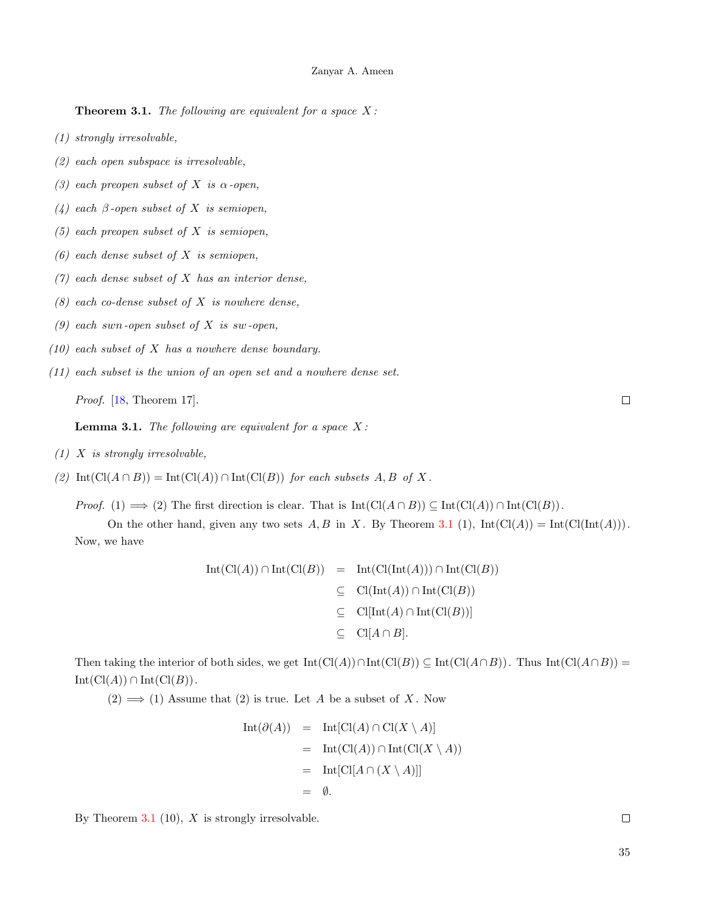**Theorem 3.1.** *The following are equivalent for a space $X$:*

*(1) strongly irresolvable,*

*(2) each open subspace is irresolvable,*

*(3) each preopen subset of $X$ is $\alpha$-open,*

*(4) each $\beta$-open subset of $X$ is semiopen,*

*(5) each preopen subset of $X$ is semiopen,*

*(6) each dense subset of $X$ is semiopen,*

*(7) each dense subset of $X$ has an interior dense,*

*(8) each co-dense subset of $X$ is nowhere dense,*

*(9) each swn-open subset of $X$ is sw-open,*

*(10) each subset of $X$ has a nowhere dense boundary.*

*(11) each subset is the union of an open set and a nowhere dense set.*

*Proof.* [18, Theorem 17]. □

**Lemma 3.1.** *The following are equivalent for a space $X$:*

*(1) $X$ is strongly irresolvable,*

*(2) $\operatorname{Int}(\operatorname{Cl}(A \cap B)) = \operatorname{Int}(\operatorname{Cl}(A)) \cap \operatorname{Int}(\operatorname{Cl}(B))$ for each subsets $A, B$ of $X$.*

*Proof.* (1) $\Longrightarrow$ (2) The first direction is clear. That is $\operatorname{Int}(\operatorname{Cl}(A \cap B)) \subseteq \operatorname{Int}(\operatorname{Cl}(A)) \cap \operatorname{Int}(\operatorname{Cl}(B))$.

On the other hand, given any two sets $A, B$ in $X$. By Theorem 3.1 (1), $\operatorname{Int}(\operatorname{Cl}(A)) = \operatorname{Int}(\operatorname{Cl}(\operatorname{Int}(A)))$. Now, we have

$$\begin{aligned}
\operatorname{Int}(\operatorname{Cl}(A)) \cap \operatorname{Int}(\operatorname{Cl}(B)) &= \operatorname{Int}(\operatorname{Cl}(\operatorname{Int}(A))) \cap \operatorname{Int}(\operatorname{Cl}(B)) \\
&\subseteq \operatorname{Cl}(\operatorname{Int}(A)) \cap \operatorname{Int}(\operatorname{Cl}(B)) \\
&\subseteq \operatorname{Cl}[\operatorname{Int}(A) \cap \operatorname{Int}(\operatorname{Cl}(B))] \\
&\subseteq \operatorname{Cl}[A \cap B].
\end{aligned}$$

Then taking the interior of both sides, we get $\operatorname{Int}(\operatorname{Cl}(A)) \cap \operatorname{Int}(\operatorname{Cl}(B)) \subseteq \operatorname{Int}(\operatorname{Cl}(A \cap B))$. Thus $\operatorname{Int}(\operatorname{Cl}(A \cap B)) = \operatorname{Int}(\operatorname{Cl}(A)) \cap \operatorname{Int}(\operatorname{Cl}(B))$.

(2) $\Longrightarrow$ (1) Assume that (2) is true. Let $A$ be a subset of $X$. Now

$$\begin{aligned}
\operatorname{Int}(\partial(A)) &= \operatorname{Int}[\operatorname{Cl}(A) \cap \operatorname{Cl}(X \setminus A)] \\
&= \operatorname{Int}(\operatorname{Cl}(A)) \cap \operatorname{Int}(\operatorname{Cl}(X \setminus A)) \\
&= \operatorname{Int}[\operatorname{Cl}[A \cap (X \setminus A)]] \\
&= \emptyset.
\end{aligned}$$

By Theorem 3.1 (10), $X$ is strongly irresolvable. □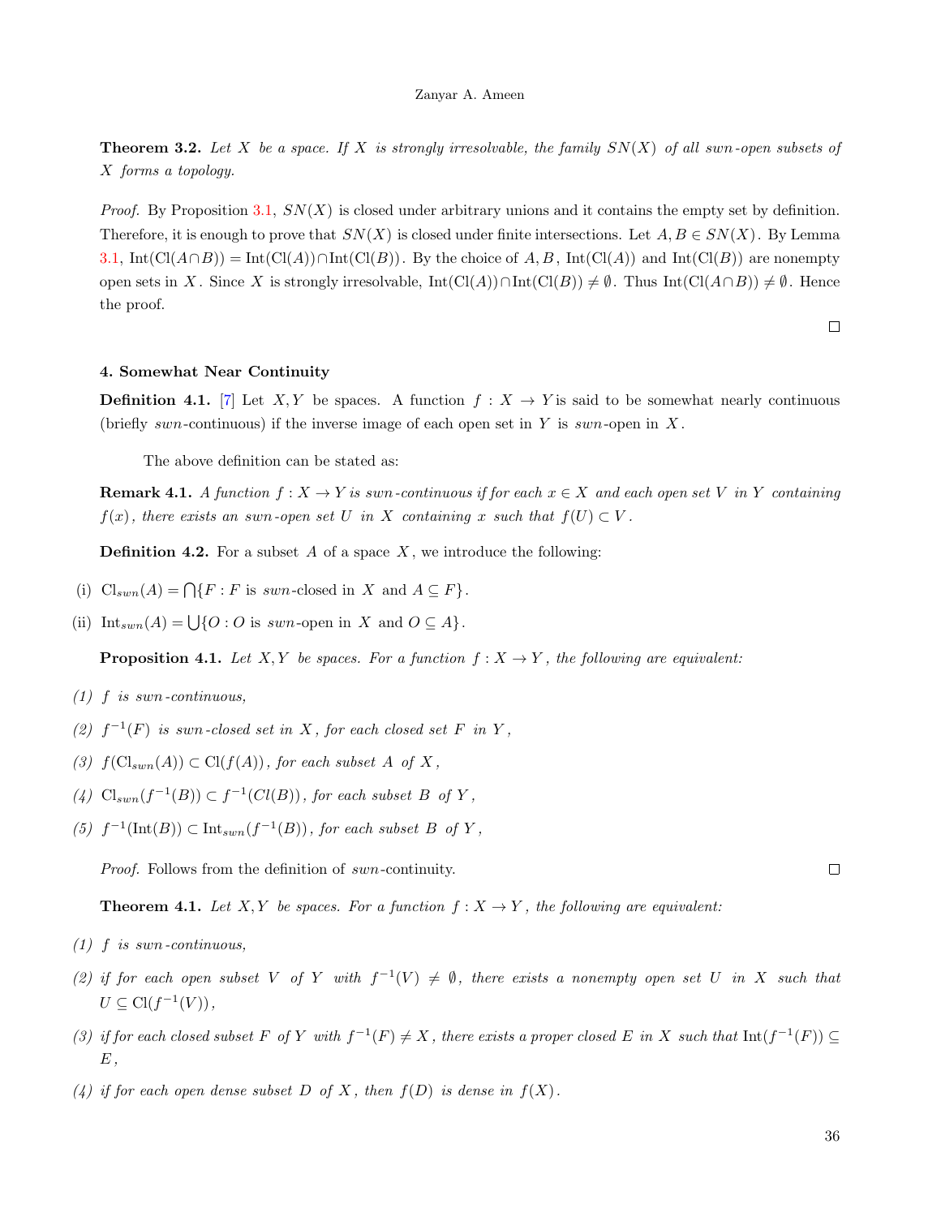**Theorem 3.2.** *Let $X$ be a space. If $X$ is strongly irresolvable, the family $SN(X)$ of all $swn$-open subsets of $X$ forms a topology.*

*Proof.* By Proposition 3.1, $SN(X)$ is closed under arbitrary unions and it contains the empty set by definition. Therefore, it is enough to prove that $SN(X)$ is closed under finite intersections. Let $A, B \in SN(X)$. By Lemma 3.1, $\text{Int}(\text{Cl}(A \cap B)) = \text{Int}(\text{Cl}(A)) \cap \text{Int}(\text{Cl}(B))$. By the choice of $A, B$, $\text{Int}(\text{Cl}(A))$ and $\text{Int}(\text{Cl}(B))$ are nonempty open sets in $X$. Since $X$ is strongly irresolvable, $\text{Int}(\text{Cl}(A)) \cap \text{Int}(\text{Cl}(B)) \neq \emptyset$. Thus $\text{Int}(\text{Cl}(A \cap B)) \neq \emptyset$. Hence the proof. □

## 4. Somewhat Near Continuity

**Definition 4.1.** [7] Let $X, Y$ be spaces. A function $f : X \to Y$ is said to be somewhat nearly continuous (briefly $swn$-continuous) if the inverse image of each open set in $Y$ is $swn$-open in $X$.

The above definition can be stated as:

**Remark 4.1.** *A function $f : X \to Y$ is $swn$-continuous if for each $x \in X$ and each open set $V$ in $Y$ containing $f(x)$, there exists an $swn$-open set $U$ in $X$ containing $x$ such that $f(U) \subset V$.*

**Definition 4.2.** For a subset $A$ of a space $X$, we introduce the following:

(i) $\text{Cl}_{swn}(A) = \bigcap\{F : F \text{ is } swn\text{-closed in } X \text{ and } A \subseteq F\}$.

(ii) $\text{Int}_{swn}(A) = \bigcup\{O : O \text{ is } swn\text{-open in } X \text{ and } O \subseteq A\}$.

**Proposition 4.1.** *Let $X, Y$ be spaces. For a function $f : X \to Y$, the following are equivalent:*

*(1) $f$ is $swn$-continuous,*

*(2) $f^{-1}(F)$ is $swn$-closed set in $X$, for each closed set $F$ in $Y$,*

*(3) $f(\text{Cl}_{swn}(A)) \subset \text{Cl}(f(A))$, for each subset $A$ of $X$,*

*(4) $\text{Cl}_{swn}(f^{-1}(B)) \subset f^{-1}(Cl(B))$, for each subset $B$ of $Y$,*

*(5) $f^{-1}(\text{Int}(B)) \subset \text{Int}_{swn}(f^{-1}(B))$, for each subset $B$ of $Y$,*

*Proof.* Follows from the definition of $swn$-continuity. □

**Theorem 4.1.** *Let $X, Y$ be spaces. For a function $f : X \to Y$, the following are equivalent:*

*(1) $f$ is $swn$-continuous,*

*(2) if for each open subset $V$ of $Y$ with $f^{-1}(V) \neq \emptyset$, there exists a nonempty open set $U$ in $X$ such that $U \subseteq \text{Cl}(f^{-1}(V))$,*

*(3) if for each closed subset $F$ of $Y$ with $f^{-1}(F) \neq X$, there exists a proper closed $E$ in $X$ such that $\text{Int}(f^{-1}(F)) \subseteq E$,*

*(4) if for each open dense subset $D$ of $X$, then $f(D)$ is dense in $f(X)$.*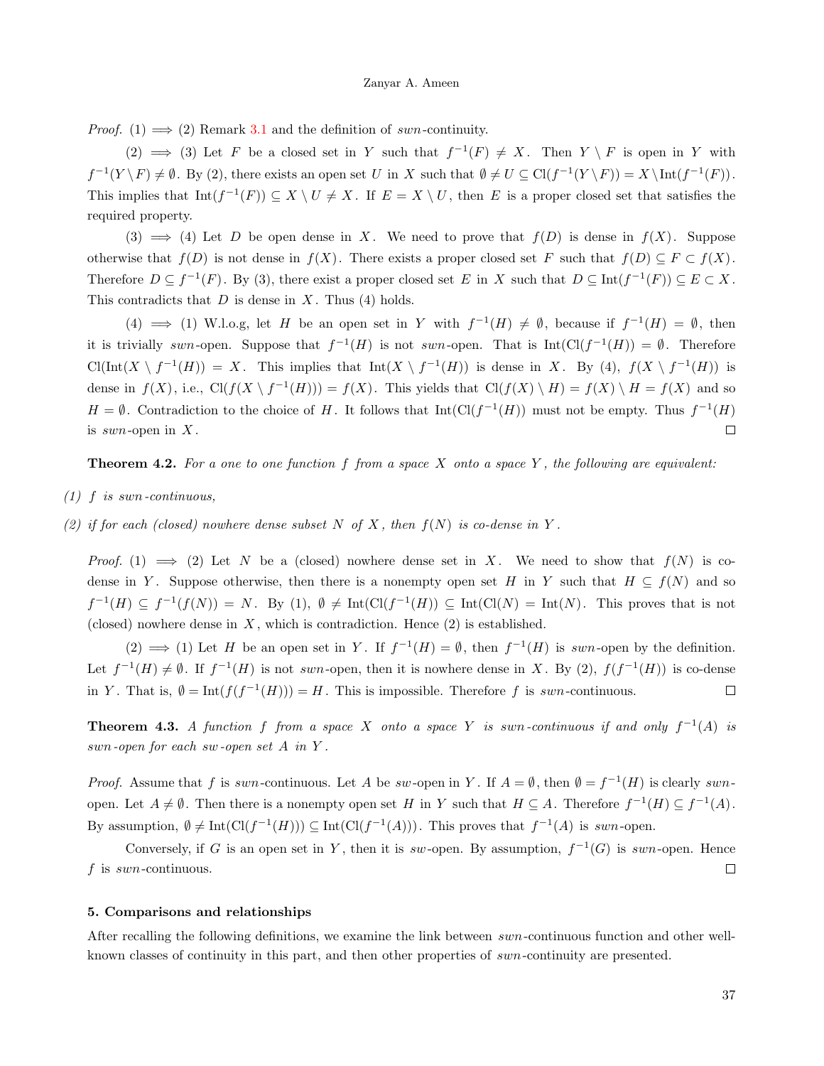*Proof.* (1) $\implies$ (2) Remark 3.1 and the definition of *swn*-continuity.

(2) $\implies$ (3) Let $F$ be a closed set in $Y$ such that $f^{-1}(F) \neq X$. Then $Y \setminus F$ is open in $Y$ with $f^{-1}(Y \setminus F) \neq \emptyset$. By (2), there exists an open set $U$ in $X$ such that $\emptyset \neq U \subseteq \mathrm{Cl}(f^{-1}(Y \setminus F)) = X \setminus \mathrm{Int}(f^{-1}(F))$. This implies that $\mathrm{Int}(f^{-1}(F)) \subseteq X \setminus U \neq X$. If $E = X \setminus U$, then $E$ is a proper closed set that satisfies the required property.

(3) $\implies$ (4) Let $D$ be open dense in $X$. We need to prove that $f(D)$ is dense in $f(X)$. Suppose otherwise that $f(D)$ is not dense in $f(X)$. There exists a proper closed set $F$ such that $f(D) \subseteq F \subset f(X)$. Therefore $D \subseteq f^{-1}(F)$. By (3), there exist a proper closed set $E$ in $X$ such that $D \subseteq \mathrm{Int}(f^{-1}(F)) \subseteq E \subset X$. This contradicts that $D$ is dense in $X$. Thus (4) holds.

(4) $\implies$ (1) W.l.o.g, let $H$ be an open set in $Y$ with $f^{-1}(H) \neq \emptyset$, because if $f^{-1}(H) = \emptyset$, then it is trivially *swn*-open. Suppose that $f^{-1}(H)$ is not *swn*-open. That is $\mathrm{Int}(\mathrm{Cl}(f^{-1}(H)) = \emptyset$. Therefore $\mathrm{Cl}(\mathrm{Int}(X \setminus f^{-1}(H)) = X$. This implies that $\mathrm{Int}(X \setminus f^{-1}(H))$ is dense in $X$. By (4), $f(X \setminus f^{-1}(H))$ is dense in $f(X)$, i.e., $\mathrm{Cl}(f(X \setminus f^{-1}(H))) = f(X)$. This yields that $\mathrm{Cl}(f(X) \setminus H) = f(X) \setminus H = f(X)$ and so $H = \emptyset$. Contradiction to the choice of $H$. It follows that $\mathrm{Int}(\mathrm{Cl}(f^{-1}(H))$ must not be empty. Thus $f^{-1}(H)$ is *swn*-open in $X$. $\square$

**Theorem 4.2.** *For a one to one function $f$ from a space $X$ onto a space $Y$, the following are equivalent:*

*(1) $f$ is swn-continuous,*

*(2) if for each (closed) nowhere dense subset $N$ of $X$, then $f(N)$ is co-dense in $Y$.*

*Proof.* (1) $\implies$ (2) Let $N$ be a (closed) nowhere dense set in $X$. We need to show that $f(N)$ is co-dense in $Y$. Suppose otherwise, then there is a nonempty open set $H$ in $Y$ such that $H \subseteq f(N)$ and so $f^{-1}(H) \subseteq f^{-1}(f(N)) = N$. By (1), $\emptyset \neq \mathrm{Int}(\mathrm{Cl}(f^{-1}(H)) \subseteq \mathrm{Int}(\mathrm{Cl}(N) = \mathrm{Int}(N)$. This proves that is not (closed) nowhere dense in $X$, which is contradiction. Hence (2) is established.

(2) $\implies$ (1) Let $H$ be an open set in $Y$. If $f^{-1}(H) = \emptyset$, then $f^{-1}(H)$ is *swn*-open by the definition. Let $f^{-1}(H) \neq \emptyset$. If $f^{-1}(H)$ is not *swn*-open, then it is nowhere dense in $X$. By (2), $f(f^{-1}(H))$ is co-dense in $Y$. That is, $\emptyset = \mathrm{Int}(f(f^{-1}(H))) = H$. This is impossible. Therefore $f$ is *swn*-continuous. $\square$

**Theorem 4.3.** *A function $f$ from a space $X$ onto a space $Y$ is swn-continuous if and only $f^{-1}(A)$ is swn-open for each sw-open set $A$ in $Y$.*

*Proof.* Assume that $f$ is *swn*-continuous. Let $A$ be *sw*-open in $Y$. If $A = \emptyset$, then $\emptyset = f^{-1}(H)$ is clearly *swn*-open. Let $A \neq \emptyset$. Then there is a nonempty open set $H$ in $Y$ such that $H \subseteq A$. Therefore $f^{-1}(H) \subseteq f^{-1}(A)$. By assumption, $\emptyset \neq \mathrm{Int}(\mathrm{Cl}(f^{-1}(H))) \subseteq \mathrm{Int}(\mathrm{Cl}(f^{-1}(A)))$. This proves that $f^{-1}(A)$ is *swn*-open.

Conversely, if $G$ is an open set in $Y$, then it is *sw*-open. By assumption, $f^{-1}(G)$ is *swn*-open. Hence $f$ is *swn*-continuous. $\square$

## 5. Comparisons and relationships

After recalling the following definitions, we examine the link between *swn*-continuous function and other well-known classes of continuity in this part, and then other properties of *swn*-continuity are presented.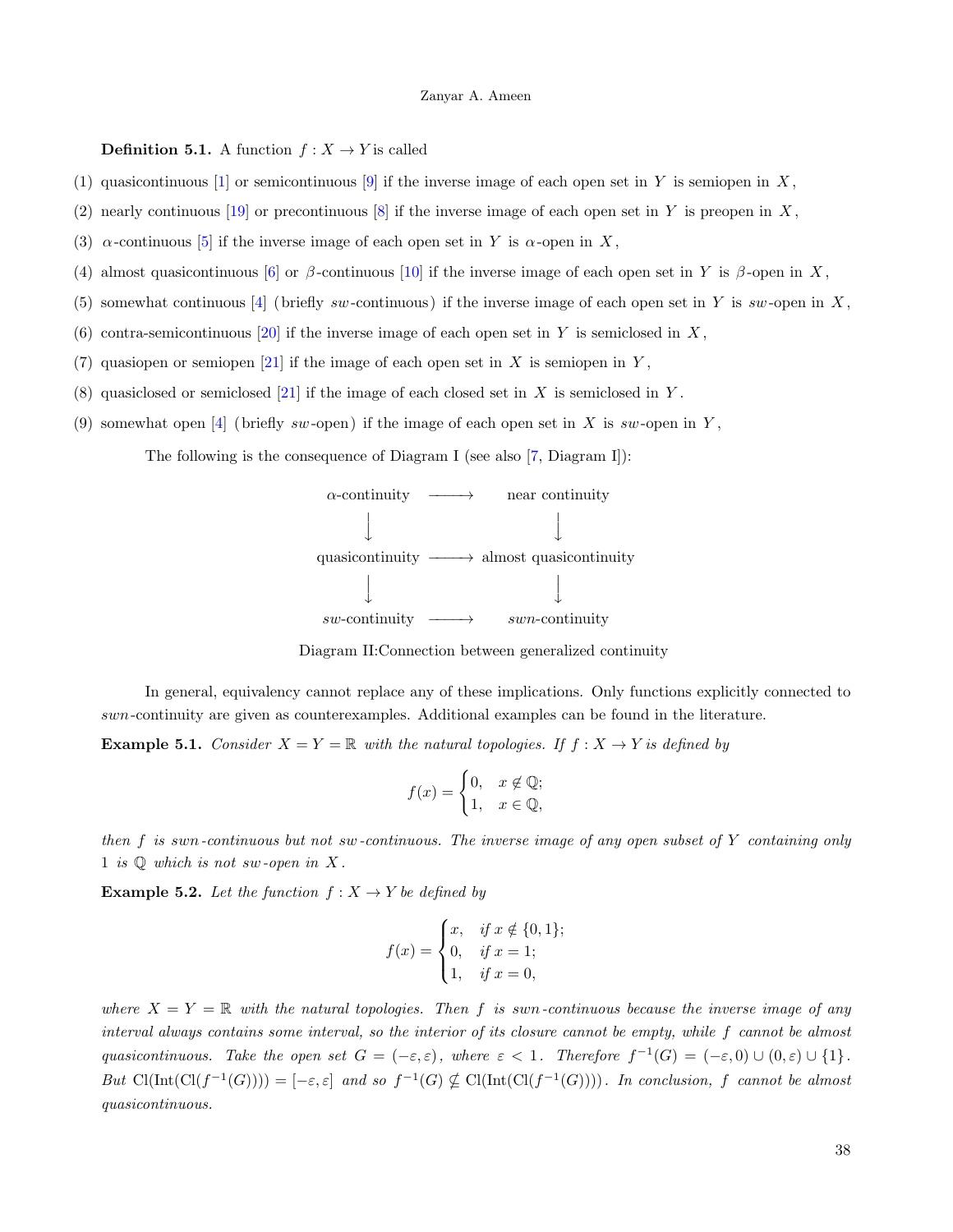**Definition 5.1.** A function $f : X \to Y$ is called

(1) quasicontinuous [1] or semicontinuous [9] if the inverse image of each open set in $Y$ is semiopen in $X$,

(2) nearly continuous [19] or precontinuous [8] if the inverse image of each open set in $Y$ is preopen in $X$,

(3) $\alpha$-continuous [5] if the inverse image of each open set in $Y$ is $\alpha$-open in $X$,

(4) almost quasicontinuous [6] or $\beta$-continuous [10] if the inverse image of each open set in $Y$ is $\beta$-open in $X$,

(5) somewhat continuous [4] (briefly $sw$-continuous) if the inverse image of each open set in $Y$ is $sw$-open in $X$,

(6) contra-semicontinuous [20] if the inverse image of each open set in $Y$ is semiclosed in $X$,

(7) quasiopen or semiopen [21] if the image of each open set in $X$ is semiopen in $Y$,

(8) quasiclosed or semiclosed [21] if the image of each closed set in $X$ is semiclosed in $Y$.

(9) somewhat open [4] (briefly $sw$-open) if the image of each open set in $X$ is $sw$-open in $Y$,

The following is the consequence of Diagram I (see also [7, Diagram I]):

$$
\begin{array}{ccc}
\alpha\text{-continuity} & \longrightarrow & \text{near continuity} \\
\downarrow & & \downarrow \\
\text{quasicontinuity} & \longrightarrow & \text{almost quasicontinuity} \\
\downarrow & & \downarrow \\
sw\text{-continuity} & \longrightarrow & swn\text{-continuity}
\end{array}
$$

Diagram II:Connection between generalized continuity

In general, equivalency cannot replace any of these implications. Only functions explicitly connected to $swn$-continuity are given as counterexamples. Additional examples can be found in the literature.

**Example 5.1.** *Consider $X = Y = \mathbb{R}$ with the natural topologies. If $f : X \to Y$ is defined by*

$$
f(x) = \begin{cases} 0, & x \notin \mathbb{Q}; \\ 1, & x \in \mathbb{Q}, \end{cases}
$$

*then $f$ is $swn$-continuous but not $sw$-continuous. The inverse image of any open subset of $Y$ containing only $1$ is $\mathbb{Q}$ which is not $sw$-open in $X$.*

**Example 5.2.** *Let the function $f : X \to Y$ be defined by*

$$
f(x) = \begin{cases} x, & \text{if } x \notin \{0,1\}; \\ 0, & \text{if } x = 1; \\ 1, & \text{if } x = 0, \end{cases}
$$

*where $X = Y = \mathbb{R}$ with the natural topologies. Then $f$ is $swn$-continuous because the inverse image of any interval always contains some interval, so the interior of its closure cannot be empty, while $f$ cannot be almost quasicontinuous. Take the open set $G = (-\varepsilon, \varepsilon)$, where $\varepsilon < 1$. Therefore $f^{-1}(G) = (-\varepsilon, 0) \cup (0, \varepsilon) \cup \{1\}$. But $\mathrm{Cl}(\mathrm{Int}(\mathrm{Cl}(f^{-1}(G)))) = [-\varepsilon, \varepsilon]$ and so $f^{-1}(G) \nsubseteq \mathrm{Cl}(\mathrm{Int}(\mathrm{Cl}(f^{-1}(G))))$. In conclusion, $f$ cannot be almost quasicontinuous.*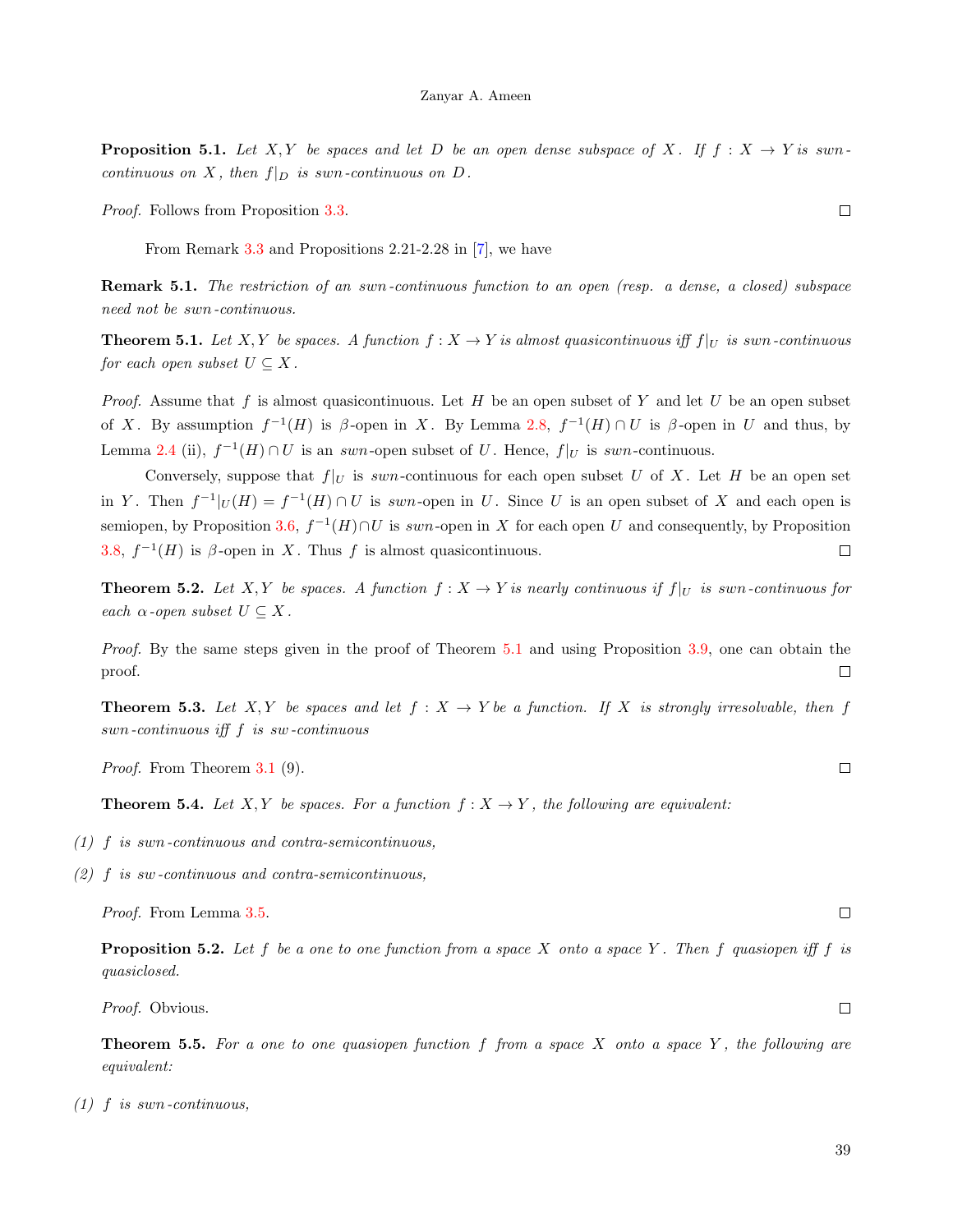**Proposition 5.1.** *Let $X, Y$ be spaces and let $D$ be an open dense subspace of $X$. If $f : X \to Y$ is swn-continuous on $X$, then $f|_D$ is swn-continuous on $D$.*

*Proof.* Follows from Proposition 3.3. □

From Remark 3.3 and Propositions 2.21-2.28 in [7], we have

**Remark 5.1.** *The restriction of an swn-continuous function to an open (resp. a dense, a closed) subspace need not be swn-continuous.*

**Theorem 5.1.** *Let $X, Y$ be spaces. A function $f : X \to Y$ is almost quasicontinuous iff $f|_U$ is swn-continuous for each open subset $U \subseteq X$.*

*Proof.* Assume that $f$ is almost quasicontinuous. Let $H$ be an open subset of $Y$ and let $U$ be an open subset of $X$. By assumption $f^{-1}(H)$ is $\beta$-open in $X$. By Lemma 2.8, $f^{-1}(H) \cap U$ is $\beta$-open in $U$ and thus, by Lemma 2.4 (ii), $f^{-1}(H) \cap U$ is an *swn*-open subset of $U$. Hence, $f|_U$ is *swn*-continuous.

Conversely, suppose that $f|_U$ is *swn*-continuous for each open subset $U$ of $X$. Let $H$ be an open set in $Y$. Then $f^{-1}|_U(H) = f^{-1}(H) \cap U$ is *swn*-open in $U$. Since $U$ is an open subset of $X$ and each open is semiopen, by Proposition 3.6, $f^{-1}(H) \cap U$ is *swn*-open in $X$ for each open $U$ and consequently, by Proposition 3.8, $f^{-1}(H)$ is $\beta$-open in $X$. Thus $f$ is almost quasicontinuous. □

**Theorem 5.2.** *Let $X, Y$ be spaces. A function $f : X \to Y$ is nearly continuous if $f|_U$ is swn-continuous for each $\alpha$-open subset $U \subseteq X$.*

*Proof.* By the same steps given in the proof of Theorem 5.1 and using Proposition 3.9, one can obtain the proof. □

**Theorem 5.3.** *Let $X, Y$ be spaces and let $f : X \to Y$ be a function. If $X$ is strongly irresolvable, then $f$ swn-continuous iff $f$ is sw-continuous*

*Proof.* From Theorem 3.1 (9). □

**Theorem 5.4.** *Let $X, Y$ be spaces. For a function $f : X \to Y$, the following are equivalent:*

(1) *$f$ is swn-continuous and contra-semicontinuous,*

(2) *$f$ is sw-continuous and contra-semicontinuous,*

*Proof.* From Lemma 3.5. □

**Proposition 5.2.** *Let $f$ be a one to one function from a space $X$ onto a space $Y$. Then $f$ quasiopen iff $f$ is quasiclosed.*

*Proof.* Obvious. □

**Theorem 5.5.** *For a one to one quasiopen function $f$ from a space $X$ onto a space $Y$, the following are equivalent:*

(1) *$f$ is swn-continuous,*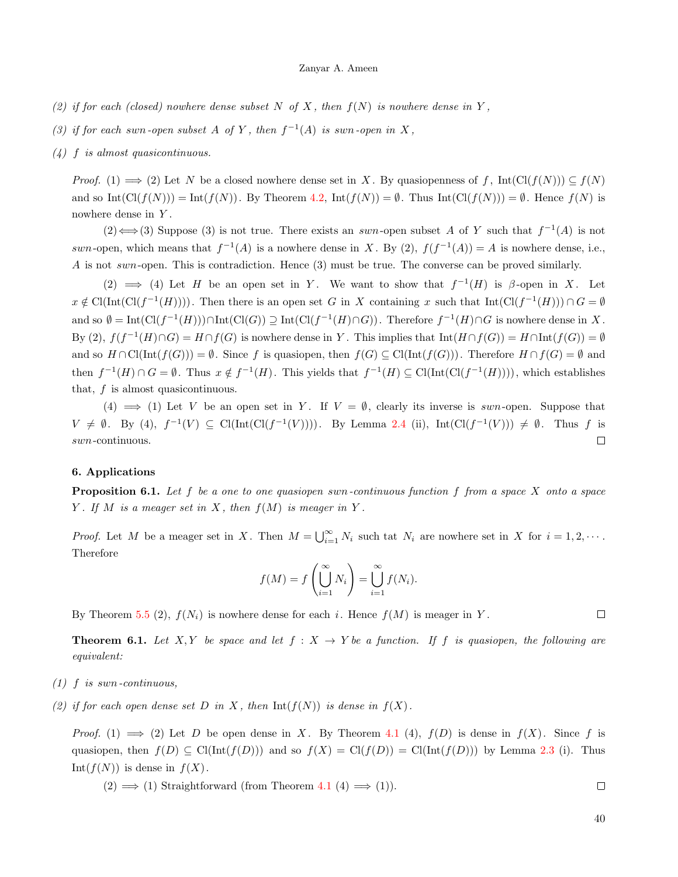*(2) if for each (closed) nowhere dense subset $N$ of $X$, then $f(N)$ is nowhere dense in $Y$,*

*(3) if for each swn-open subset $A$ of $Y$, then $f^{-1}(A)$ is swn-open in $X$,*

*(4) $f$ is almost quasicontinuous.*

*Proof.* (1) $\Longrightarrow$ (2) Let $N$ be a closed nowhere dense set in $X$. By quasiopenness of $f$, $\text{Int}(\text{Cl}(f(N))) \subseteq f(N)$ and so $\text{Int}(\text{Cl}(f(N))) = \text{Int}(f(N))$. By Theorem 4.2, $\text{Int}(f(N)) = \emptyset$. Thus $\text{Int}(\text{Cl}(f(N))) = \emptyset$. Hence $f(N)$ is nowhere dense in $Y$.

(2)$\Longleftrightarrow$(3) Suppose (3) is not true. There exists an *swn*-open subset $A$ of $Y$ such that $f^{-1}(A)$ is not *swn*-open, which means that $f^{-1}(A)$ is a nowhere dense in $X$. By (2), $f(f^{-1}(A)) = A$ is nowhere dense, i.e., $A$ is not *swn*-open. This is contradiction. Hence (3) must be true. The converse can be proved similarly.

(2) $\Longrightarrow$ (4) Let $H$ be an open set in $Y$. We want to show that $f^{-1}(H)$ is $\beta$-open in $X$. Let $x \notin \text{Cl}(\text{Int}(\text{Cl}(f^{-1}(H))))$. Then there is an open set $G$ in $X$ containing $x$ such that $\text{Int}(\text{Cl}(f^{-1}(H))) \cap G = \emptyset$ and so $\emptyset = \text{Int}(\text{Cl}(f^{-1}(H))) \cap \text{Int}(\text{Cl}(G)) \supseteq \text{Int}(\text{Cl}(f^{-1}(H) \cap G))$. Therefore $f^{-1}(H) \cap G$ is nowhere dense in $X$. By (2), $f(f^{-1}(H) \cap G) = H \cap f(G)$ is nowhere dense in $Y$. This implies that $\text{Int}(H \cap f(G)) = H \cap \text{Int}(f(G)) = \emptyset$ and so $H \cap \text{Cl}(\text{Int}(f(G))) = \emptyset$. Since $f$ is quasiopen, then $f(G) \subseteq \text{Cl}(\text{Int}(f(G)))$. Therefore $H \cap f(G) = \emptyset$ and then $f^{-1}(H) \cap G = \emptyset$. Thus $x \notin f^{-1}(H)$. This yields that $f^{-1}(H) \subseteq \text{Cl}(\text{Int}(\text{Cl}(f^{-1}(H))))$, which establishes that, $f$ is almost quasicontinuous.

(4) $\Longrightarrow$ (1) Let $V$ be an open set in $Y$. If $V = \emptyset$, clearly its inverse is *swn*-open. Suppose that $V \neq \emptyset$. By (4), $f^{-1}(V) \subseteq \text{Cl}(\text{Int}(\text{Cl}(f^{-1}(V))))$. By Lemma 2.4 (ii), $\text{Int}(\text{Cl}(f^{-1}(V))) \neq \emptyset$. Thus $f$ is *swn*-continuous. □

## 6. Applications

**Proposition 6.1.** *Let $f$ be a one to one quasiopen swn-continuous function $f$ from a space $X$ onto a space $Y$. If $M$ is a meager set in $X$, then $f(M)$ is meager in $Y$.*

*Proof.* Let $M$ be a meager set in $X$. Then $M = \bigcup_{i=1}^{\infty} N_i$ such tat $N_i$ are nowhere set in $X$ for $i = 1, 2, \cdots$. Therefore

$$f(M) = f\left(\bigcup_{i=1}^{\infty} N_i\right) = \bigcup_{i=1}^{\infty} f(N_i).$$

By Theorem 5.5 (2), $f(N_i)$ is nowhere dense for each $i$. Hence $f(M)$ is meager in $Y$. □

**Theorem 6.1.** *Let $X, Y$ be space and let $f : X \to Y$ be a function. If $f$ is quasiopen, the following are equivalent:*

*(1) $f$ is swn-continuous,*

*(2) if for each open dense set $D$ in $X$, then $\text{Int}(f(N))$ is dense in $f(X)$.*

*Proof.* (1) $\Longrightarrow$ (2) Let $D$ be open dense in $X$. By Theorem 4.1 (4), $f(D)$ is dense in $f(X)$. Since $f$ is quasiopen, then $f(D) \subseteq \text{Cl}(\text{Int}(f(D)))$ and so $f(X) = \text{Cl}(f(D)) = \text{Cl}(\text{Int}(f(D)))$ by Lemma 2.3 (i). Thus $\text{Int}(f(N))$ is dense in $f(X)$.

(2) $\Longrightarrow$ (1) Straightforward (from Theorem 4.1 (4) $\Longrightarrow$ (1)). □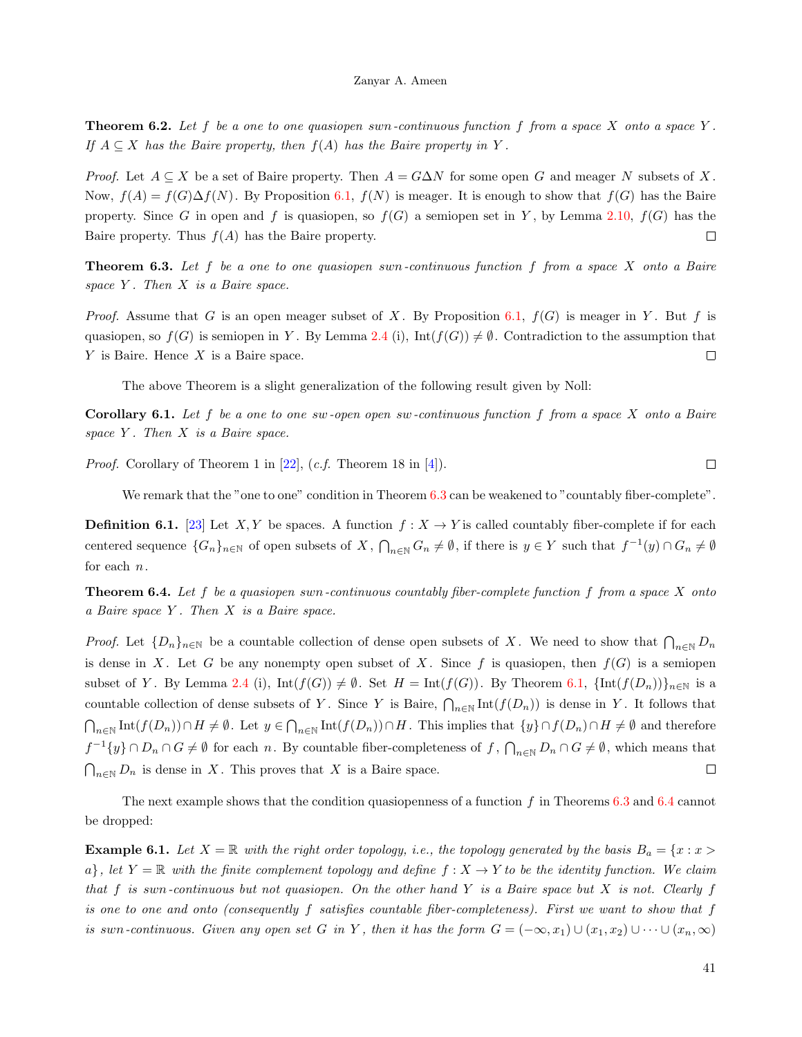**Theorem 6.2.** *Let $f$ be a one to one quasiopen swn-continuous function $f$ from a space $X$ onto a space $Y$. If $A \subseteq X$ has the Baire property, then $f(A)$ has the Baire property in $Y$.*

*Proof.* Let $A \subseteq X$ be a set of Baire property. Then $A = G \Delta N$ for some open $G$ and meager $N$ subsets of $X$. Now, $f(A) = f(G) \Delta f(N)$. By Proposition 6.1, $f(N)$ is meager. It is enough to show that $f(G)$ has the Baire property. Since $G$ in open and $f$ is quasiopen, so $f(G)$ a semiopen set in $Y$, by Lemma 2.10, $f(G)$ has the Baire property. Thus $f(A)$ has the Baire property. □

**Theorem 6.3.** *Let $f$ be a one to one quasiopen swn-continuous function $f$ from a space $X$ onto a Baire space $Y$. Then $X$ is a Baire space.*

*Proof.* Assume that $G$ is an open meager subset of $X$. By Proposition 6.1, $f(G)$ is meager in $Y$. But $f$ is quasiopen, so $f(G)$ is semiopen in $Y$. By Lemma 2.4 (i), $\text{Int}(f(G)) \neq \emptyset$. Contradiction to the assumption that $Y$ is Baire. Hence $X$ is a Baire space. □

The above Theorem is a slight generalization of the following result given by Noll:

**Corollary 6.1.** *Let $f$ be a one to one sw-open open sw-continuous function $f$ from a space $X$ onto a Baire space $Y$. Then $X$ is a Baire space.*

*Proof.* Corollary of Theorem 1 in [22], (*c.f.* Theorem 18 in [4]). □

We remark that the "one to one" condition in Theorem 6.3 can be weakened to "countably fiber-complete".

**Definition 6.1.** [23] Let $X, Y$ be spaces. A function $f : X \to Y$ is called countably fiber-complete if for each centered sequence $\{G_n\}_{n \in \mathbb{N}}$ of open subsets of $X$, $\bigcap_{n \in \mathbb{N}} G_n \neq \emptyset$, if there is $y \in Y$ such that $f^{-1}(y) \cap G_n \neq \emptyset$ for each $n$.

**Theorem 6.4.** *Let $f$ be a quasiopen swn-continuous countably fiber-complete function $f$ from a space $X$ onto a Baire space $Y$. Then $X$ is a Baire space.*

*Proof.* Let $\{D_n\}_{n \in \mathbb{N}}$ be a countable collection of dense open subsets of $X$. We need to show that $\bigcap_{n \in \mathbb{N}} D_n$ is dense in $X$. Let $G$ be any nonempty open subset of $X$. Since $f$ is quasiopen, then $f(G)$ is a semiopen subset of $Y$. By Lemma 2.4 (i), $\text{Int}(f(G)) \neq \emptyset$. Set $H = \text{Int}(f(G))$. By Theorem 6.1, $\{\text{Int}(f(D_n))\}_{n \in \mathbb{N}}$ is a countable collection of dense subsets of $Y$. Since $Y$ is Baire, $\bigcap_{n \in \mathbb{N}} \text{Int}(f(D_n))$ is dense in $Y$. It follows that $\bigcap_{n \in \mathbb{N}} \text{Int}(f(D_n)) \cap H \neq \emptyset$. Let $y \in \bigcap_{n \in \mathbb{N}} \text{Int}(f(D_n)) \cap H$. This implies that $\{y\} \cap f(D_n) \cap H \neq \emptyset$ and therefore $f^{-1}\{y\} \cap D_n \cap G \neq \emptyset$ for each $n$. By countable fiber-completeness of $f$, $\bigcap_{n \in \mathbb{N}} D_n \cap G \neq \emptyset$, which means that $\bigcap_{n \in \mathbb{N}} D_n$ is dense in $X$. This proves that $X$ is a Baire space. □

The next example shows that the condition quasiopenness of a function $f$ in Theorems 6.3 and 6.4 cannot be dropped:

**Example 6.1.** *Let $X = \mathbb{R}$ with the right order topology, i.e., the topology generated by the basis $B_a = \{x : x > a\}$, let $Y = \mathbb{R}$ with the finite complement topology and define $f : X \to Y$ to be the identity function. We claim that $f$ is swn-continuous but not quasiopen. On the other hand $Y$ is a Baire space but $X$ is not. Clearly $f$ is one to one and onto (consequently $f$ satisfies countable fiber-completeness). First we want to show that $f$ is swn-continuous. Given any open set $G$ in $Y$, then it has the form $G = (-\infty, x_1) \cup (x_1, x_2) \cup \cdots \cup (x_n, \infty)$*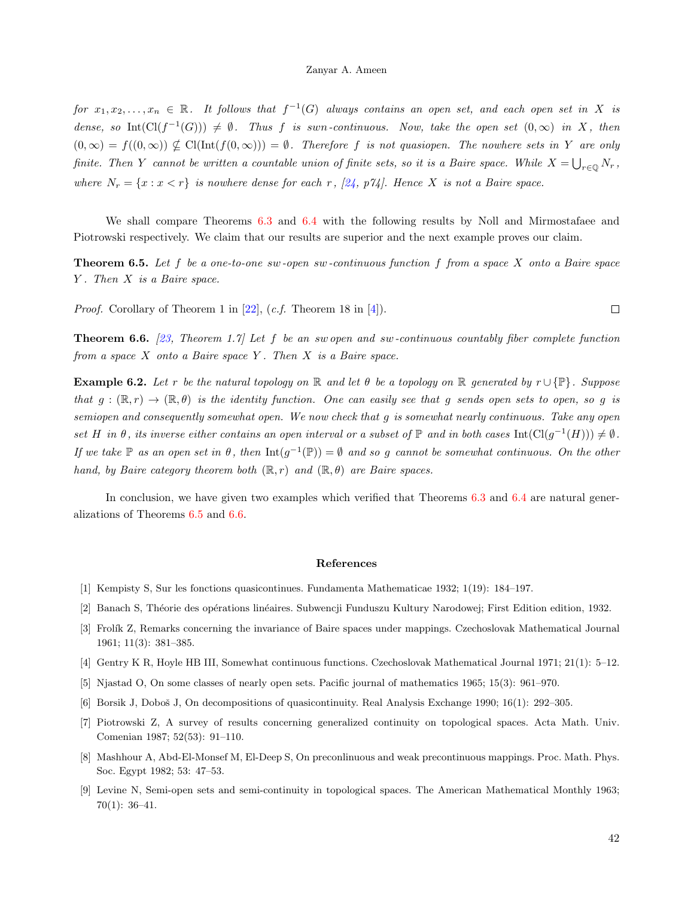*for $x_1, x_2, \ldots, x_n \in \mathbb{R}$. It follows that $f^{-1}(G)$ always contains an open set, and each open set in $X$ is dense, so $\text{Int}(\text{Cl}(f^{-1}(G))) \neq \emptyset$. Thus $f$ is swn-continuous. Now, take the open set $(0, \infty)$ in $X$, then $(0, \infty) = f((0, \infty)) \nsubseteq \text{Cl}(\text{Int}(f(0, \infty))) = \emptyset$. Therefore $f$ is not quasiopen. The nowhere sets in $Y$ are only finite. Then $Y$ cannot be written a countable union of finite sets, so it is a Baire space. While $X = \bigcup_{r \in \mathbb{Q}} N_r$, where $N_r = \{x : x < r\}$ is nowhere dense for each $r$, [24, p74]. Hence $X$ is not a Baire space.*

We shall compare Theorems 6.3 and 6.4 with the following results by Noll and Mirmostafaee and Piotrowski respectively. We claim that our results are superior and the next example proves our claim.

**Theorem 6.5.** *Let $f$ be a one-to-one sw-open sw-continuous function $f$ from a space $X$ onto a Baire space $Y$. Then $X$ is a Baire space.*

*Proof.* Corollary of Theorem 1 in [22], (*c.f.* Theorem 18 in [4]). □

**Theorem 6.6.** *[23, Theorem 1.7] Let $f$ be an sw open and sw-continuous countably fiber complete function from a space $X$ onto a Baire space $Y$. Then $X$ is a Baire space.*

**Example 6.2.** *Let $r$ be the natural topology on $\mathbb{R}$ and let $\theta$ be a topology on $\mathbb{R}$ generated by $r \cup \{\mathbb{P}\}$. Suppose that $g : (\mathbb{R}, r) \to (\mathbb{R}, \theta)$ is the identity function. One can easily see that $g$ sends open sets to open, so $g$ is semiopen and consequently somewhat open. We now check that $g$ is somewhat nearly continuous. Take any open set $H$ in $\theta$, its inverse either contains an open interval or a subset of $\mathbb{P}$ and in both cases $\text{Int}(\text{Cl}(g^{-1}(H))) \neq \emptyset$. If we take $\mathbb{P}$ as an open set in $\theta$, then $\text{Int}(g^{-1}(\mathbb{P})) = \emptyset$ and so $g$ cannot be somewhat continuous. On the other hand, by Baire category theorem both $(\mathbb{R}, r)$ and $(\mathbb{R}, \theta)$ are Baire spaces.*

In conclusion, we have given two examples which verified that Theorems 6.3 and 6.4 are natural generalizations of Theorems 6.5 and 6.6.

## References

[1] Kempisty S, Sur les fonctions quasicontinues. Fundamenta Mathematicae 1932; 1(19): 184–197.

[2] Banach S, Théorie des opérations linéaires. Subwencji Funduszu Kultury Narodowej; First Edition edition, 1932.

[3] Frolík Z, Remarks concerning the invariance of Baire spaces under mappings. Czechoslovak Mathematical Journal 1961; 11(3): 381–385.

[4] Gentry K R, Hoyle HB III, Somewhat continuous functions. Czechoslovak Mathematical Journal 1971; 21(1): 5–12.

[5] Njastad O, On some classes of nearly open sets. Pacific journal of mathematics 1965; 15(3): 961–970.

[6] Borsik J, Doboš J, On decompositions of quasicontinuity. Real Analysis Exchange 1990; 16(1): 292–305.

[7] Piotrowski Z, A survey of results concerning generalized continuity on topological spaces. Acta Math. Univ. Comenian 1987; 52(53): 91–110.

[8] Mashhour A, Abd-El-Monsef M, El-Deep S, On preconlinuous and weak precontinuous mappings. Proc. Math. Phys. Soc. Egypt 1982; 53: 47–53.

[9] Levine N, Semi-open sets and semi-continuity in topological spaces. The American Mathematical Monthly 1963; 70(1): 36–41.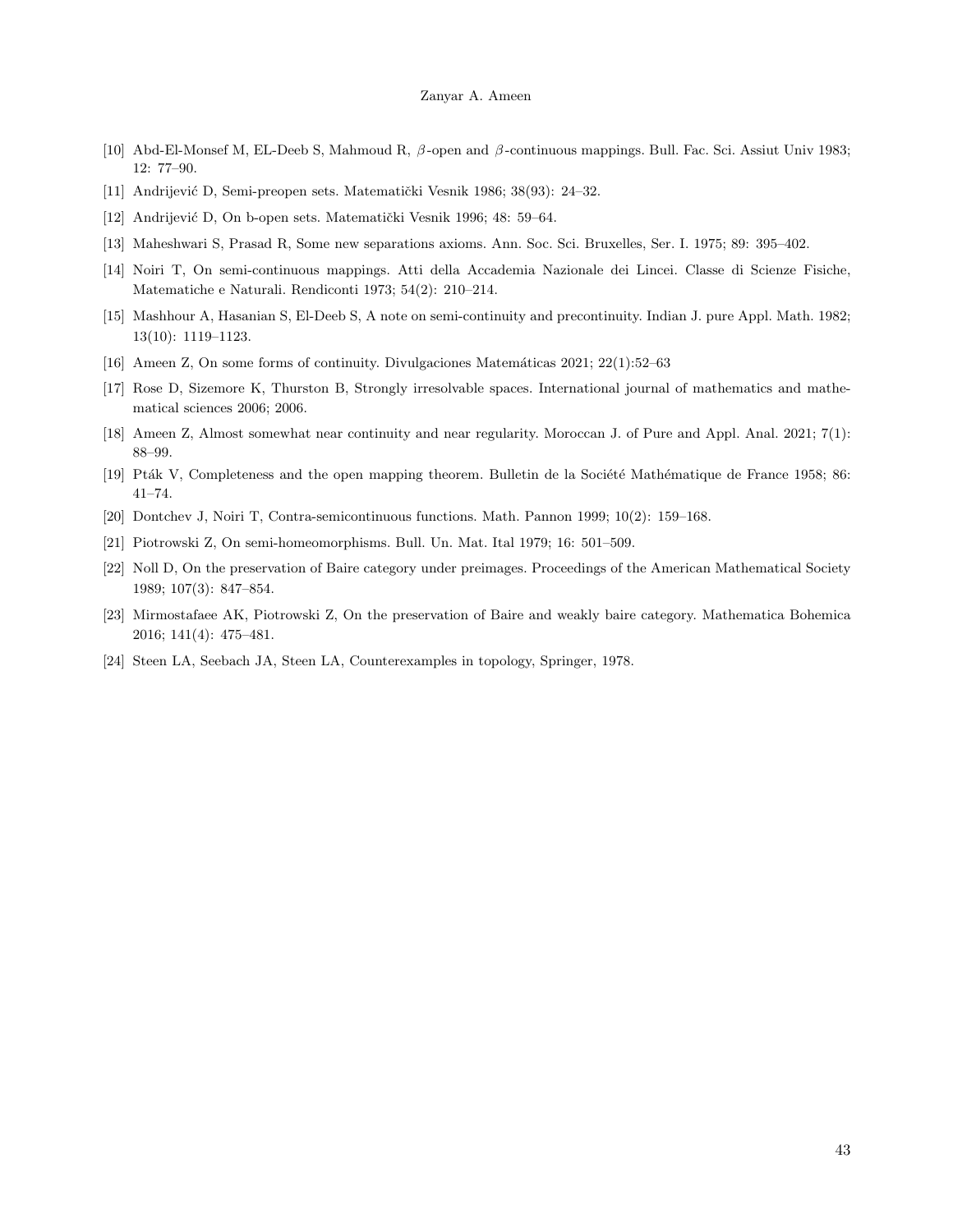[10] Abd-El-Monsef M, EL-Deeb S, Mahmoud R, $\beta$-open and $\beta$-continuous mappings. Bull. Fac. Sci. Assiut Univ 1983; 12: 77–90.

[11] Andrijević D, Semi-preopen sets. Matematički Vesnik 1986; 38(93): 24–32.

[12] Andrijević D, On b-open sets. Matematički Vesnik 1996; 48: 59–64.

[13] Maheshwari S, Prasad R, Some new separations axioms. Ann. Soc. Sci. Bruxelles, Ser. I. 1975; 89: 395–402.

[14] Noiri T, On semi-continuous mappings. Atti della Accademia Nazionale dei Lincei. Classe di Scienze Fisiche, Matematiche e Naturali. Rendiconti 1973; 54(2): 210–214.

[15] Mashhour A, Hasanian S, El-Deeb S, A note on semi-continuity and precontinuity. Indian J. pure Appl. Math. 1982; 13(10): 1119–1123.

[16] Ameen Z, On some forms of continuity. Divulgaciones Matemáticas 2021; 22(1):52–63

[17] Rose D, Sizemore K, Thurston B, Strongly irresolvable spaces. International journal of mathematics and mathematical sciences 2006; 2006.

[18] Ameen Z, Almost somewhat near continuity and near regularity. Moroccan J. of Pure and Appl. Anal. 2021; 7(1): 88–99.

[19] Pták V, Completeness and the open mapping theorem. Bulletin de la Société Mathématique de France 1958; 86: 41–74.

[20] Dontchev J, Noiri T, Contra-semicontinuous functions. Math. Pannon 1999; 10(2): 159–168.

[21] Piotrowski Z, On semi-homeomorphisms. Bull. Un. Mat. Ital 1979; 16: 501–509.

[22] Noll D, On the preservation of Baire category under preimages. Proceedings of the American Mathematical Society 1989; 107(3): 847–854.

[23] Mirmostafaee AK, Piotrowski Z, On the preservation of Baire and weakly baire category. Mathematica Bohemica 2016; 141(4): 475–481.

[24] Steen LA, Seebach JA, Steen LA, Counterexamples in topology, Springer, 1978.